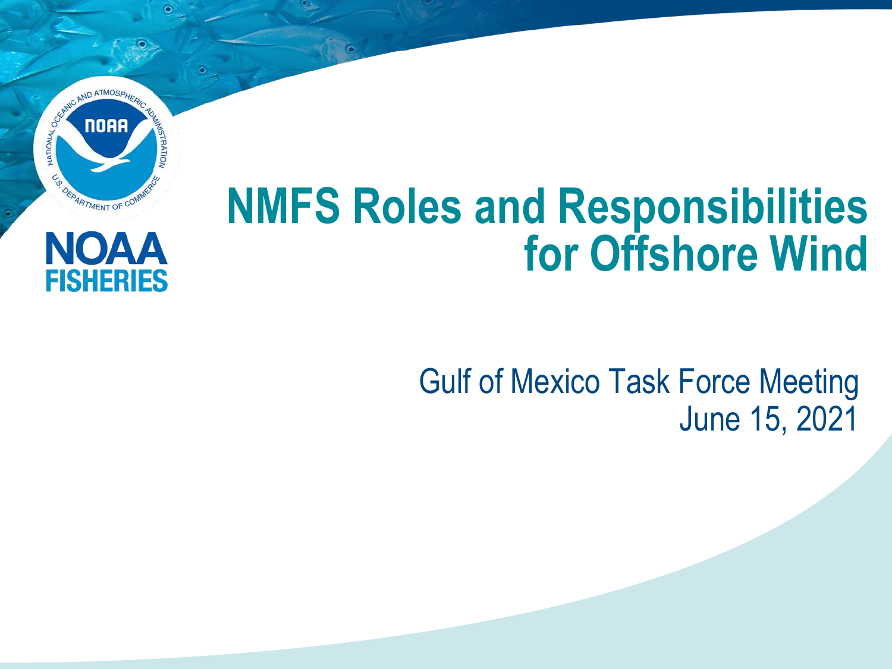# NMFS Roles and Responsibilities for Offshore Wind

Gulf of Mexico Task Force Meeting
June 15, 2021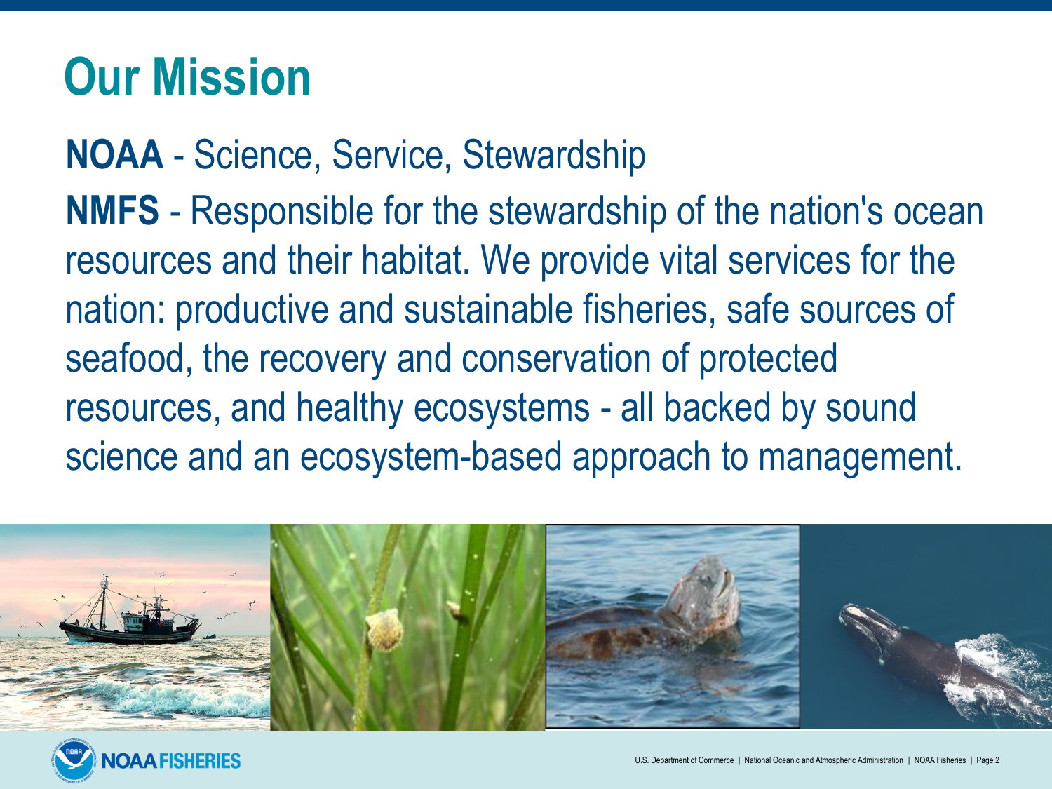# Our Mission

**NOAA** - Science, Service, Stewardship

**NMFS** - Responsible for the stewardship of the nation's ocean resources and their habitat. We provide vital services for the nation: productive and sustainable fisheries, safe sources of seafood, the recovery and conservation of protected resources, and healthy ecosystems - all backed by sound science and an ecosystem-based approach to management.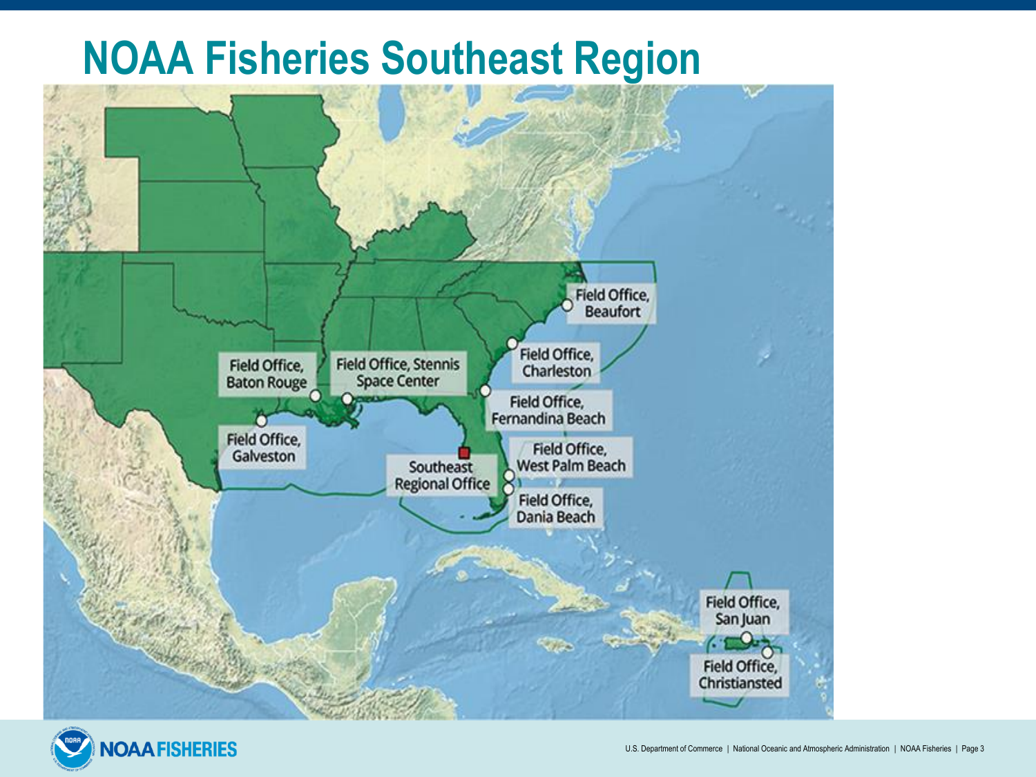# NOAA Fisheries Southeast Region

Field Office, Beaufort

Field Office, Charleston

Field Office, Baton Rouge

Field Office, Stennis Space Center

Field Office, Fernandina Beach

Field Office, Galveston

Field Office, West Palm Beach

Southeast Regional Office

Field Office, Dania Beach

Field Office, San Juan

Field Office, Christiansted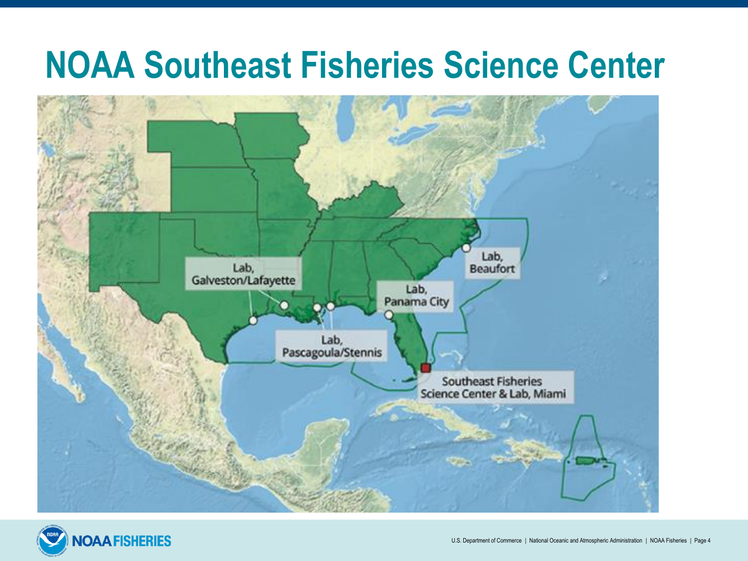# NOAA Southeast Fisheries Science Center

Lab, Galveston/Lafayette

Lab, Beaufort

Lab, Panama City

Lab, Pascagoula/Stennis

Southeast Fisheries Science Center & Lab, Miami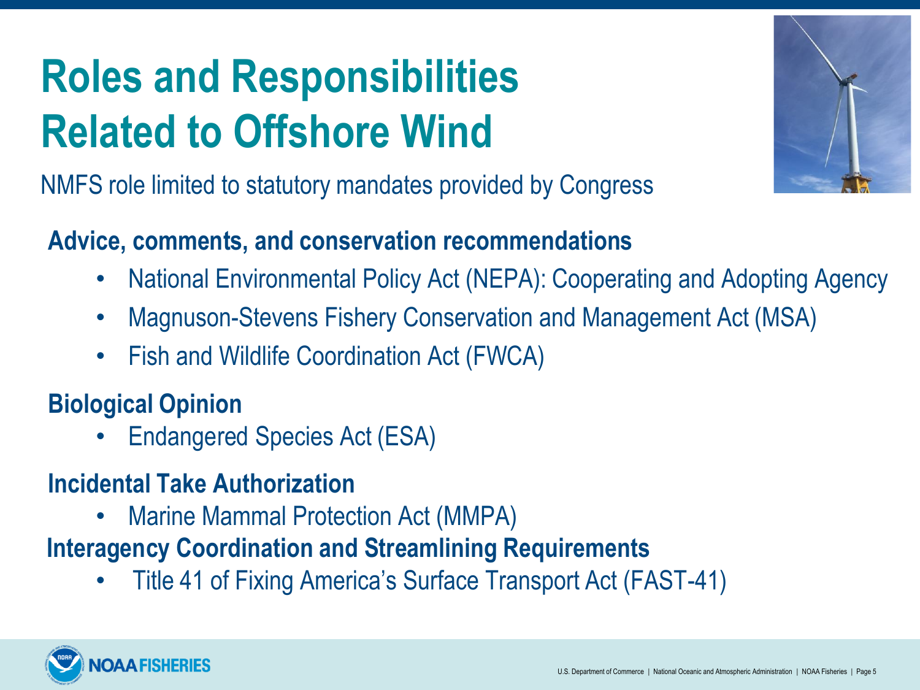# Roles and Responsibilities Related to Offshore Wind

NMFS role limited to statutory mandates provided by Congress

**Advice, comments, and conservation recommendations**

- National Environmental Policy Act (NEPA): Cooperating and Adopting Agency
- Magnuson-Stevens Fishery Conservation and Management Act (MSA)
- Fish and Wildlife Coordination Act (FWCA)

**Biological Opinion**

- Endangered Species Act (ESA)

**Incidental Take Authorization**

- Marine Mammal Protection Act (MMPA)

**Interagency Coordination and Streamlining Requirements**

- Title 41 of Fixing America's Surface Transport Act (FAST-41)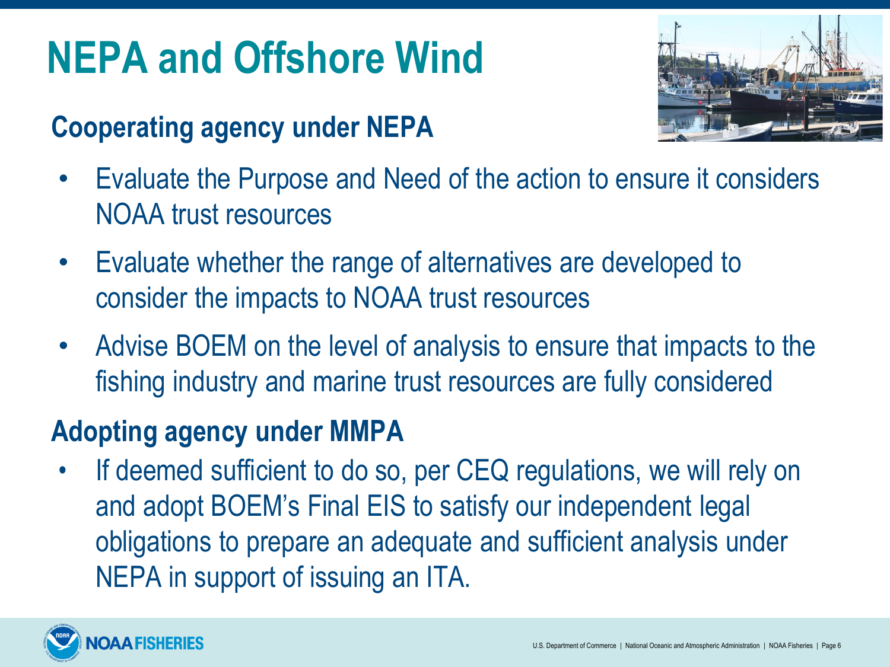# NEPA and Offshore Wind

## Cooperating agency under NEPA

- Evaluate the Purpose and Need of the action to ensure it considers NOAA trust resources
- Evaluate whether the range of alternatives are developed to consider the impacts to NOAA trust resources
- Advise BOEM on the level of analysis to ensure that impacts to the fishing industry and marine trust resources are fully considered

## Adopting agency under MMPA

- If deemed sufficient to do so, per CEQ regulations, we will rely on and adopt BOEM's Final EIS to satisfy our independent legal obligations to prepare an adequate and sufficient analysis under NEPA in support of issuing an ITA.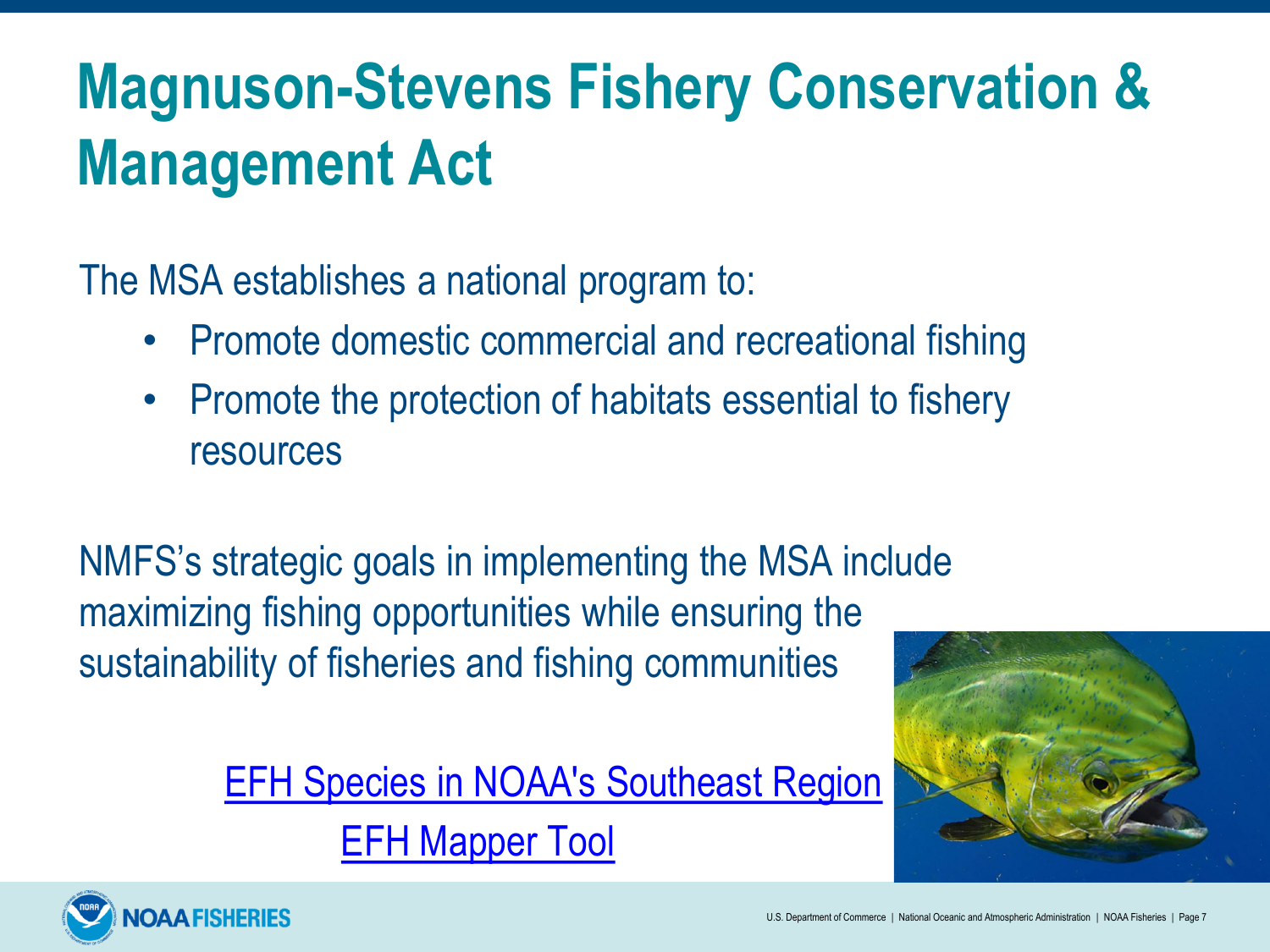# Magnuson-Stevens Fishery Conservation & Management Act

The MSA establishes a national program to:

- Promote domestic commercial and recreational fishing
- Promote the protection of habitats essential to fishery resources

NMFS's strategic goals in implementing the MSA include maximizing fishing opportunities while ensuring the sustainability of fisheries and fishing communities

EFH Species in NOAA's Southeast Region

EFH Mapper Tool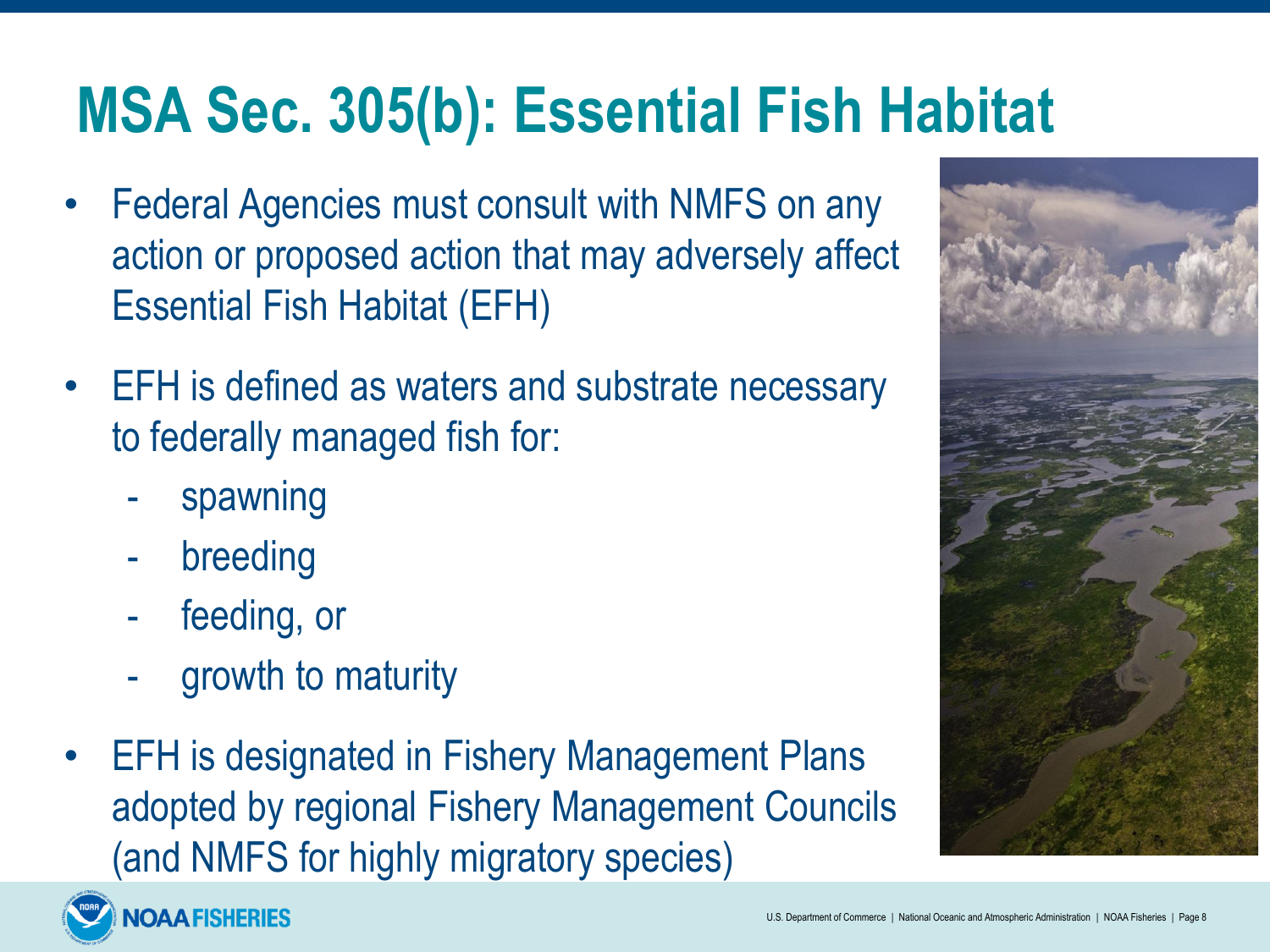# MSA Sec. 305(b): Essential Fish Habitat

- Federal Agencies must consult with NMFS on any action or proposed action that may adversely affect Essential Fish Habitat (EFH)
- EFH is defined as waters and substrate necessary to federally managed fish for:
  - spawning
  - breeding
  - feeding, or
  - growth to maturity
- EFH is designated in Fishery Management Plans adopted by regional Fishery Management Councils (and NMFS for highly migratory species)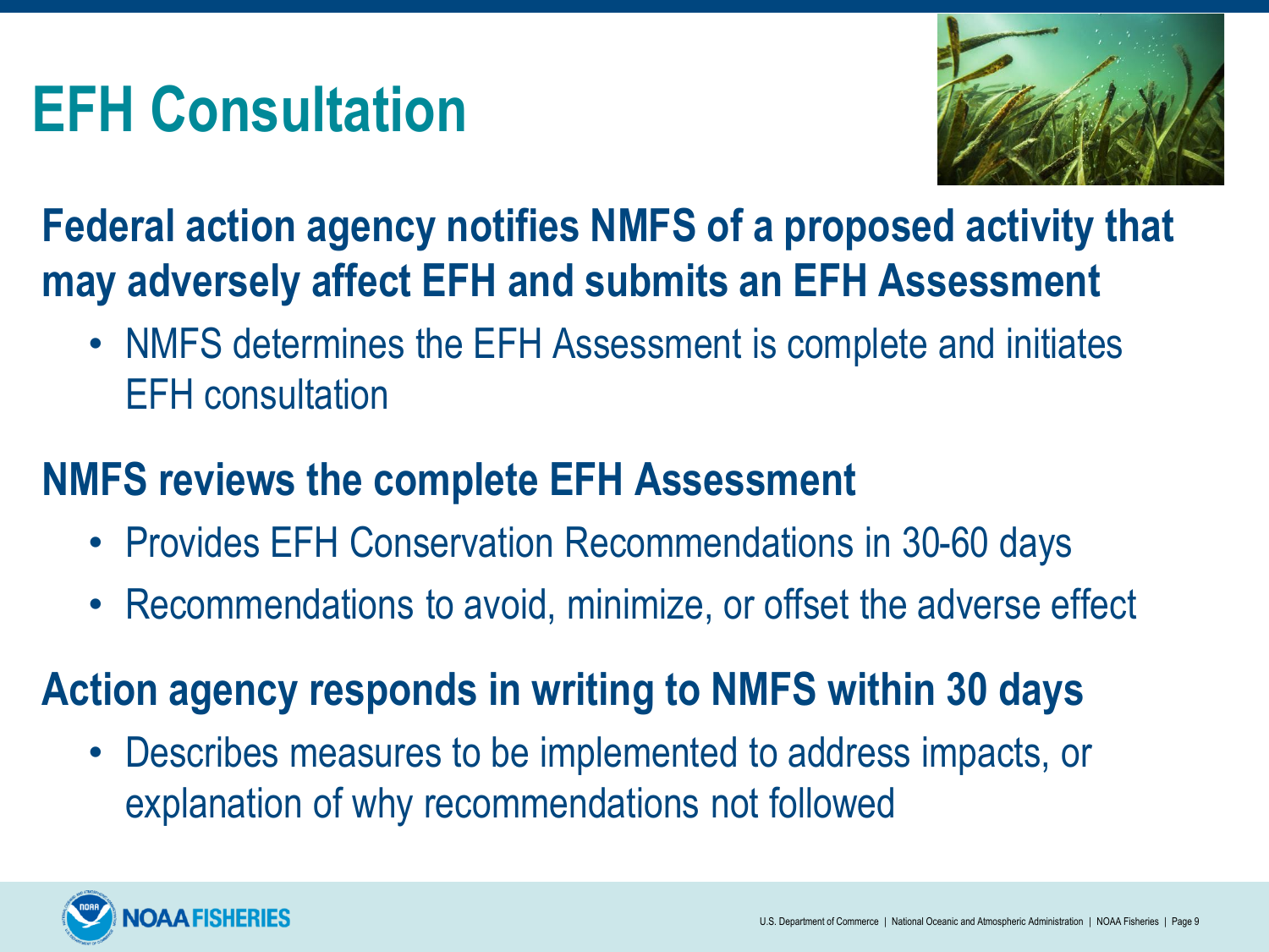# EFH Consultation

**Federal action agency notifies NMFS of a proposed activity that may adversely affect EFH and submits an EFH Assessment**

- NMFS determines the EFH Assessment is complete and initiates EFH consultation

**NMFS reviews the complete EFH Assessment**

- Provides EFH Conservation Recommendations in 30-60 days
- Recommendations to avoid, minimize, or offset the adverse effect

**Action agency responds in writing to NMFS within 30 days**

- Describes measures to be implemented to address impacts, or explanation of why recommendations not followed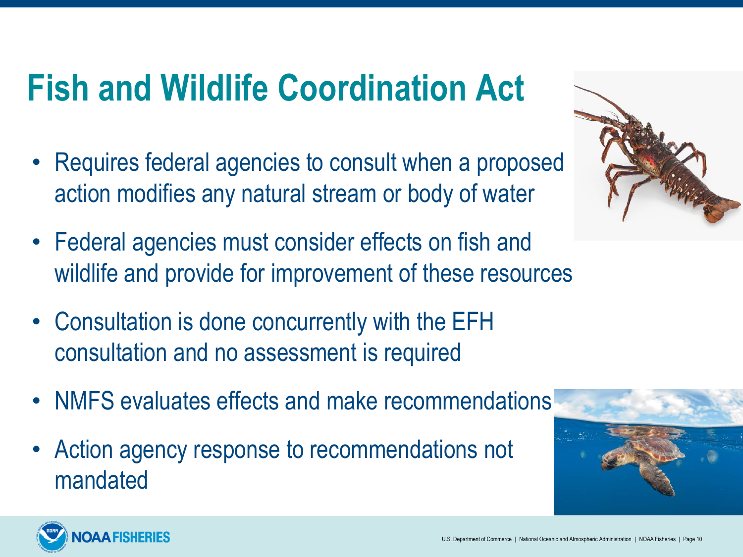# Fish and Wildlife Coordination Act

- Requires federal agencies to consult when a proposed action modifies any natural stream or body of water
- Federal agencies must consider effects on fish and wildlife and provide for improvement of these resources
- Consultation is done concurrently with the EFH consultation and no assessment is required
- NMFS evaluates effects and make recommendations
- Action agency response to recommendations not mandated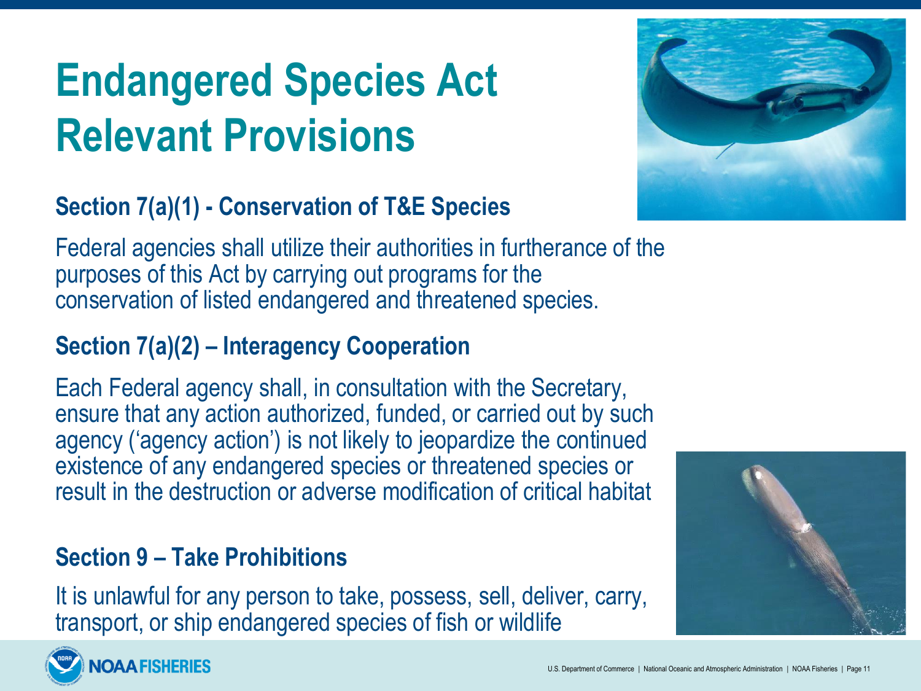# Endangered Species Act Relevant Provisions

### Section 7(a)(1) - Conservation of T&E Species

Federal agencies shall utilize their authorities in furtherance of the purposes of this Act by carrying out programs for the conservation of listed endangered and threatened species.

### Section 7(a)(2) – Interagency Cooperation

Each Federal agency shall, in consultation with the Secretary, ensure that any action authorized, funded, or carried out by such agency ('agency action') is not likely to jeopardize the continued existence of any endangered species or threatened species or result in the destruction or adverse modification of critical habitat

### Section 9 – Take Prohibitions

It is unlawful for any person to take, possess, sell, deliver, carry, transport, or ship endangered species of fish or wildlife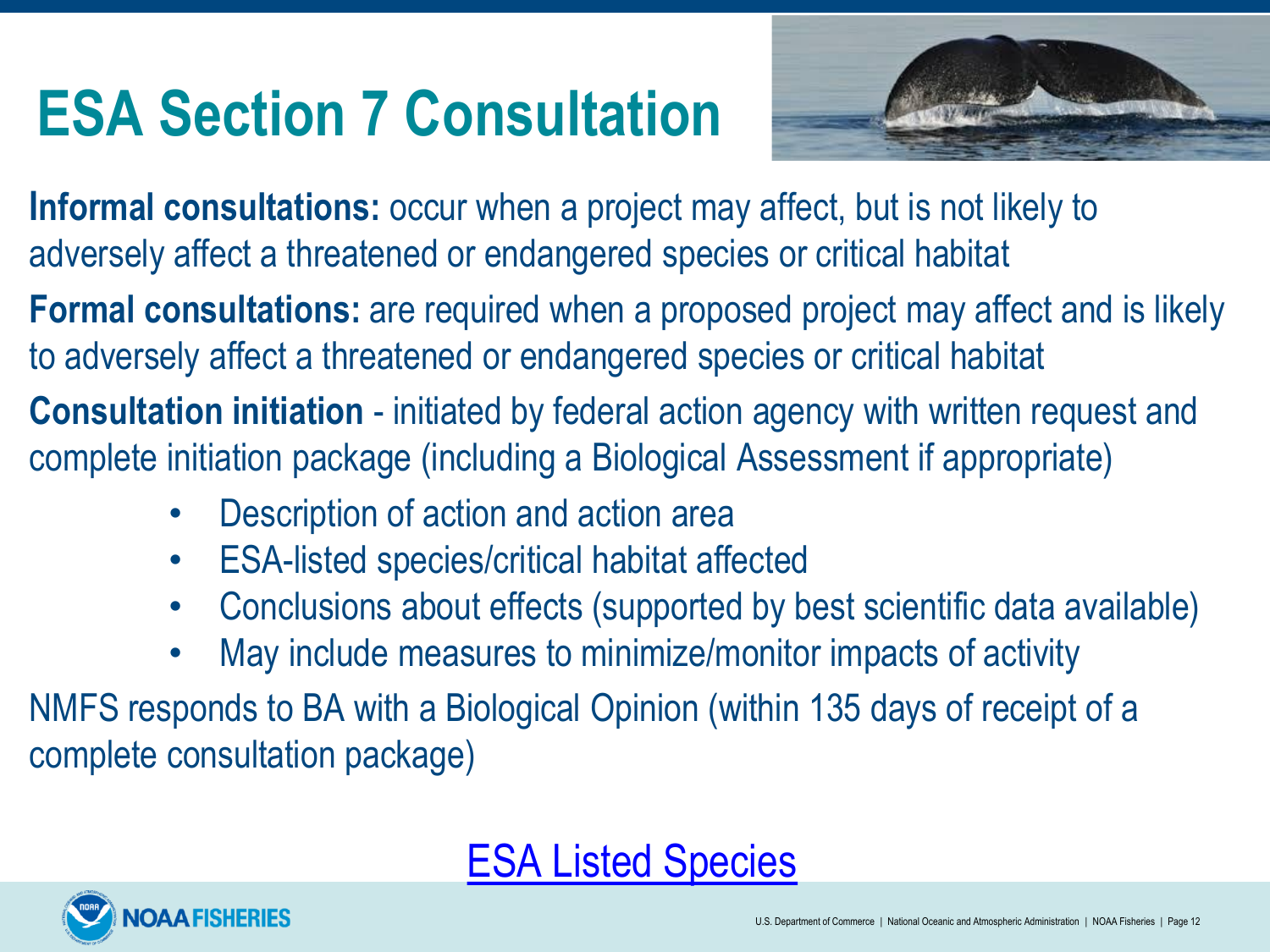# ESA Section 7 Consultation

**Informal consultations:** occur when a project may affect, but is not likely to adversely affect a threatened or endangered species or critical habitat

**Formal consultations:** are required when a proposed project may affect and is likely to adversely affect a threatened or endangered species or critical habitat

**Consultation initiation** - initiated by federal action agency with written request and complete initiation package (including a Biological Assessment if appropriate)

- Description of action and action area
- ESA-listed species/critical habitat affected
- Conclusions about effects (supported by best scientific data available)
- May include measures to minimize/monitor impacts of activity

NMFS responds to BA with a Biological Opinion (within 135 days of receipt of a complete consultation package)

ESA Listed Species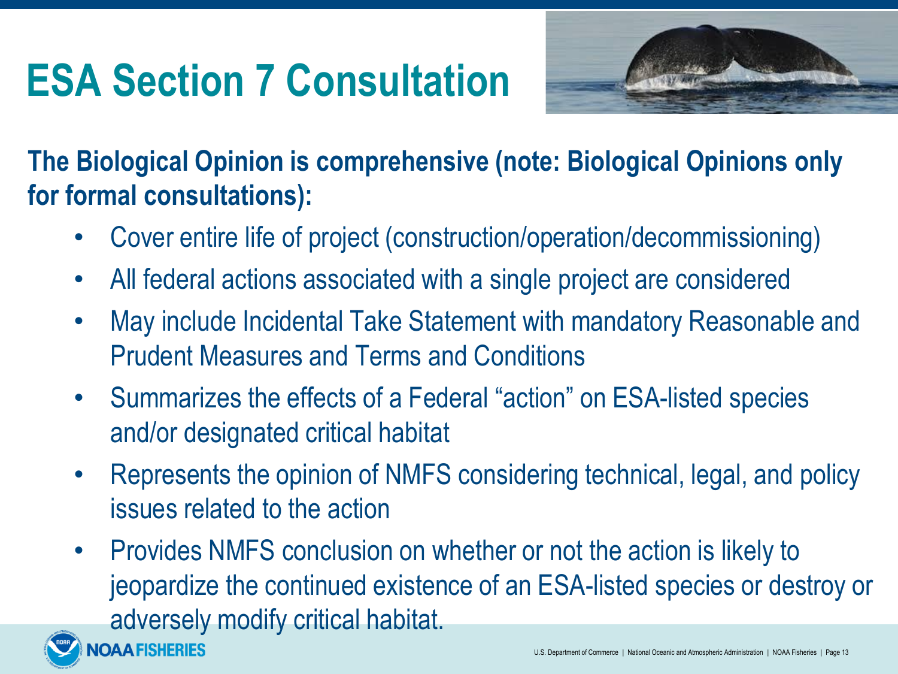# ESA Section 7 Consultation

**The Biological Opinion is comprehensive (note: Biological Opinions only for formal consultations):**

- Cover entire life of project (construction/operation/decommissioning)
- All federal actions associated with a single project are considered
- May include Incidental Take Statement with mandatory Reasonable and Prudent Measures and Terms and Conditions
- Summarizes the effects of a Federal "action" on ESA-listed species and/or designated critical habitat
- Represents the opinion of NMFS considering technical, legal, and policy issues related to the action
- Provides NMFS conclusion on whether or not the action is likely to jeopardize the continued existence of an ESA-listed species or destroy or adversely modify critical habitat.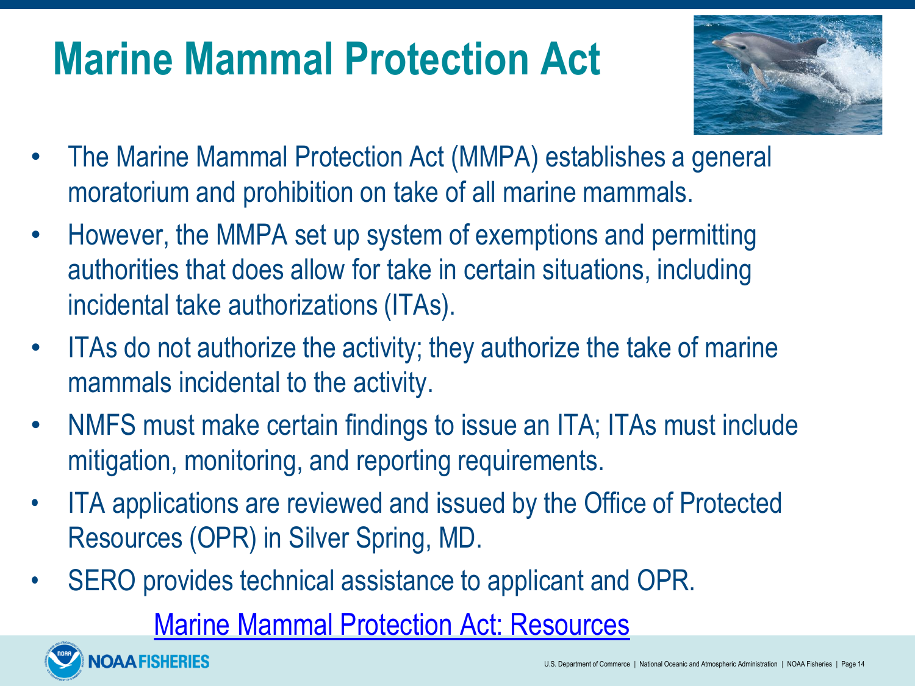# Marine Mammal Protection Act

- The Marine Mammal Protection Act (MMPA) establishes a general moratorium and prohibition on take of all marine mammals.
- However, the MMPA set up system of exemptions and permitting authorities that does allow for take in certain situations, including incidental take authorizations (ITAs).
- ITAs do not authorize the activity; they authorize the take of marine mammals incidental to the activity.
- NMFS must make certain findings to issue an ITA; ITAs must include mitigation, monitoring, and reporting requirements.
- ITA applications are reviewed and issued by the Office of Protected Resources (OPR) in Silver Spring, MD.
- SERO provides technical assistance to applicant and OPR.

Marine Mammal Protection Act: Resources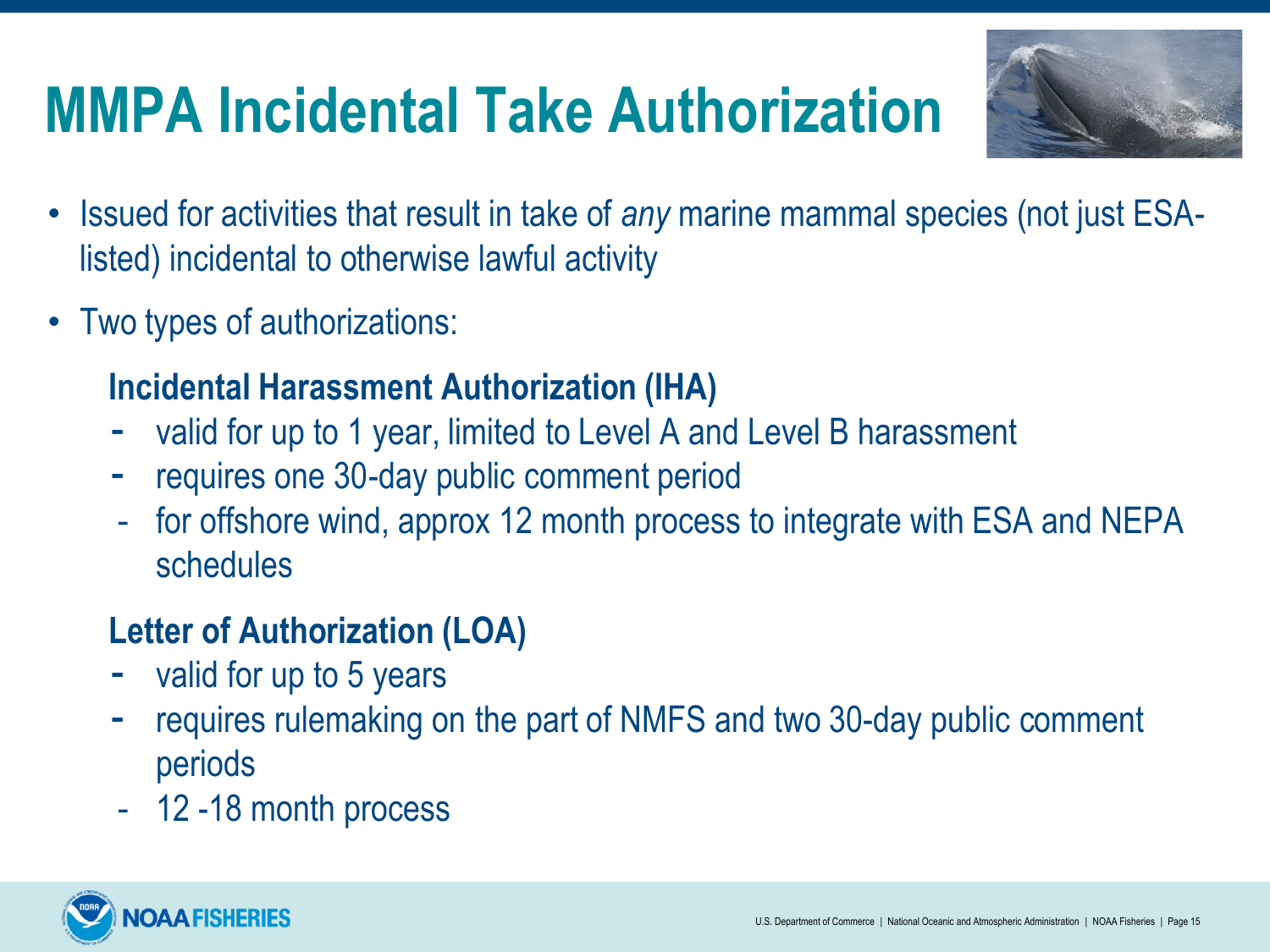# MMPA Incidental Take Authorization

- Issued for activities that result in take of *any* marine mammal species (not just ESA-listed) incidental to otherwise lawful activity
- Two types of authorizations:

**Incidental Harassment Authorization (IHA)**

- valid for up to 1 year, limited to Level A and Level B harassment
- requires one 30-day public comment period
- for offshore wind, approx 12 month process to integrate with ESA and NEPA schedules

**Letter of Authorization (LOA)**

- valid for up to 5 years
- requires rulemaking on the part of NMFS and two 30-day public comment periods
- 12 -18 month process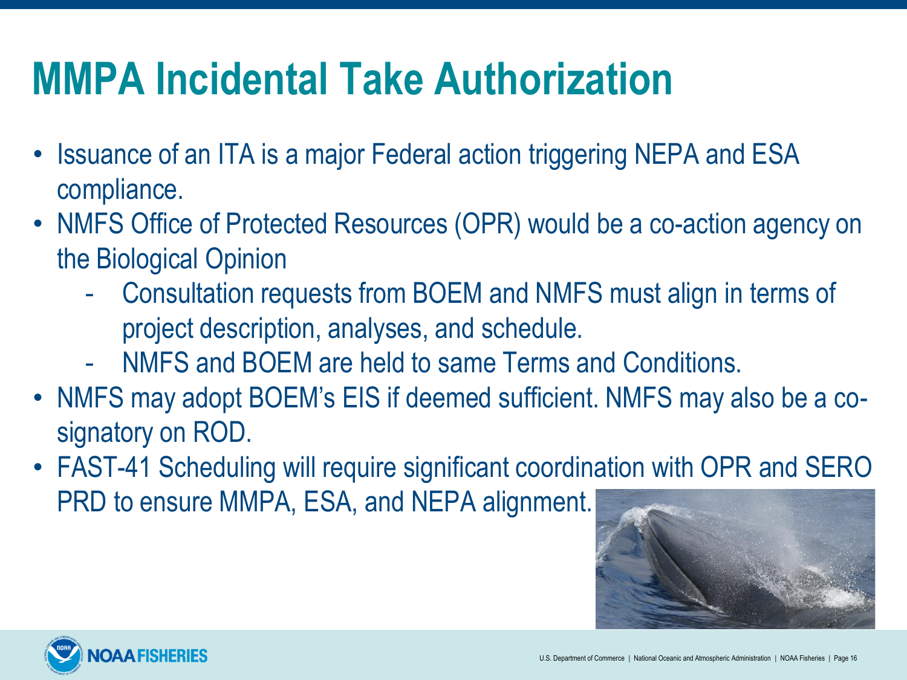# MMPA Incidental Take Authorization

- Issuance of an ITA is a major Federal action triggering NEPA and ESA compliance.
- NMFS Office of Protected Resources (OPR) would be a co-action agency on the Biological Opinion
  - Consultation requests from BOEM and NMFS must align in terms of project description, analyses, and schedule.
  - NMFS and BOEM are held to same Terms and Conditions.
- NMFS may adopt BOEM's EIS if deemed sufficient. NMFS may also be a co-signatory on ROD.
- FAST-41 Scheduling will require significant coordination with OPR and SERO PRD to ensure MMPA, ESA, and NEPA alignment.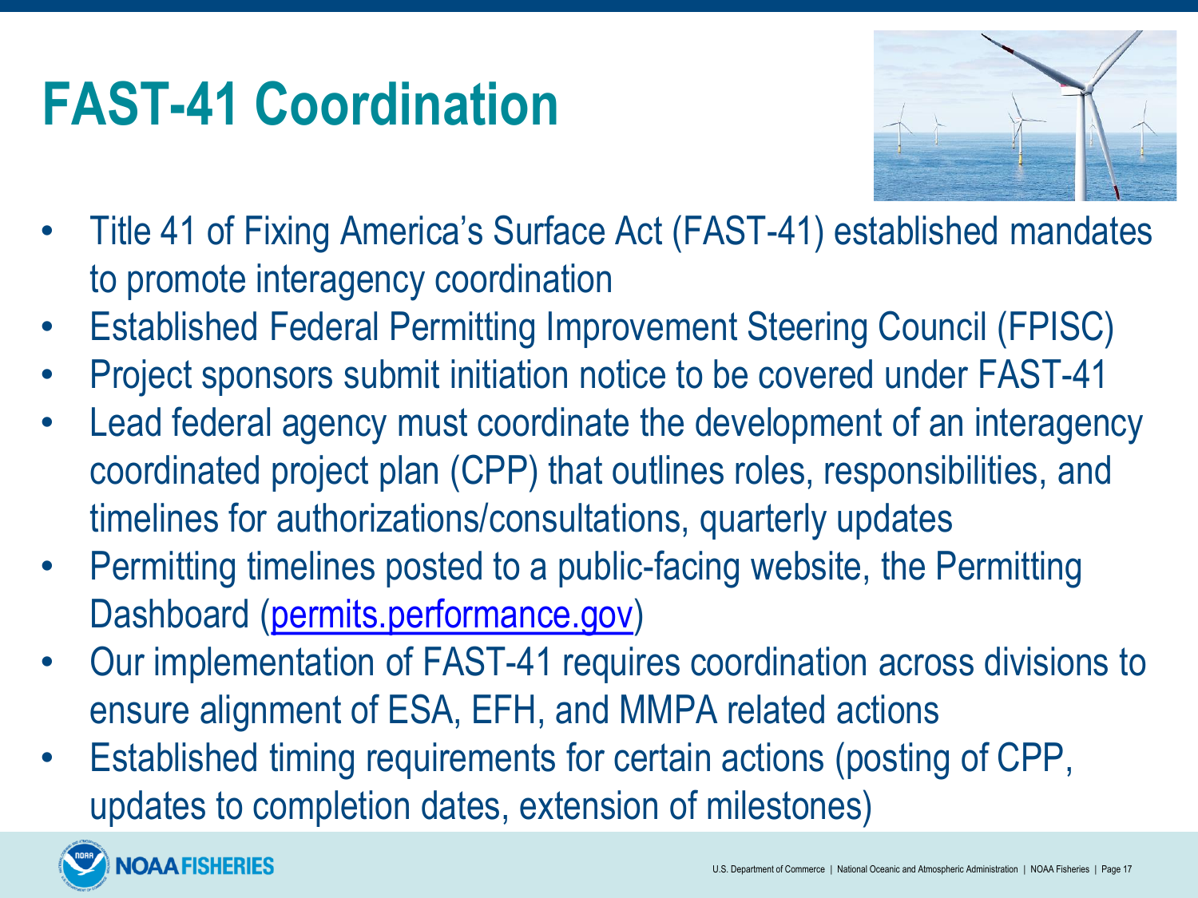# FAST-41 Coordination

- Title 41 of Fixing America's Surface Act (FAST-41) established mandates to promote interagency coordination
- Established Federal Permitting Improvement Steering Council (FPISC)
- Project sponsors submit initiation notice to be covered under FAST-41
- Lead federal agency must coordinate the development of an interagency coordinated project plan (CPP) that outlines roles, responsibilities, and timelines for authorizations/consultations, quarterly updates
- Permitting timelines posted to a public-facing website, the Permitting Dashboard (permits.performance.gov)
- Our implementation of FAST-41 requires coordination across divisions to ensure alignment of ESA, EFH, and MMPA related actions
- Established timing requirements for certain actions (posting of CPP, updates to completion dates, extension of milestones)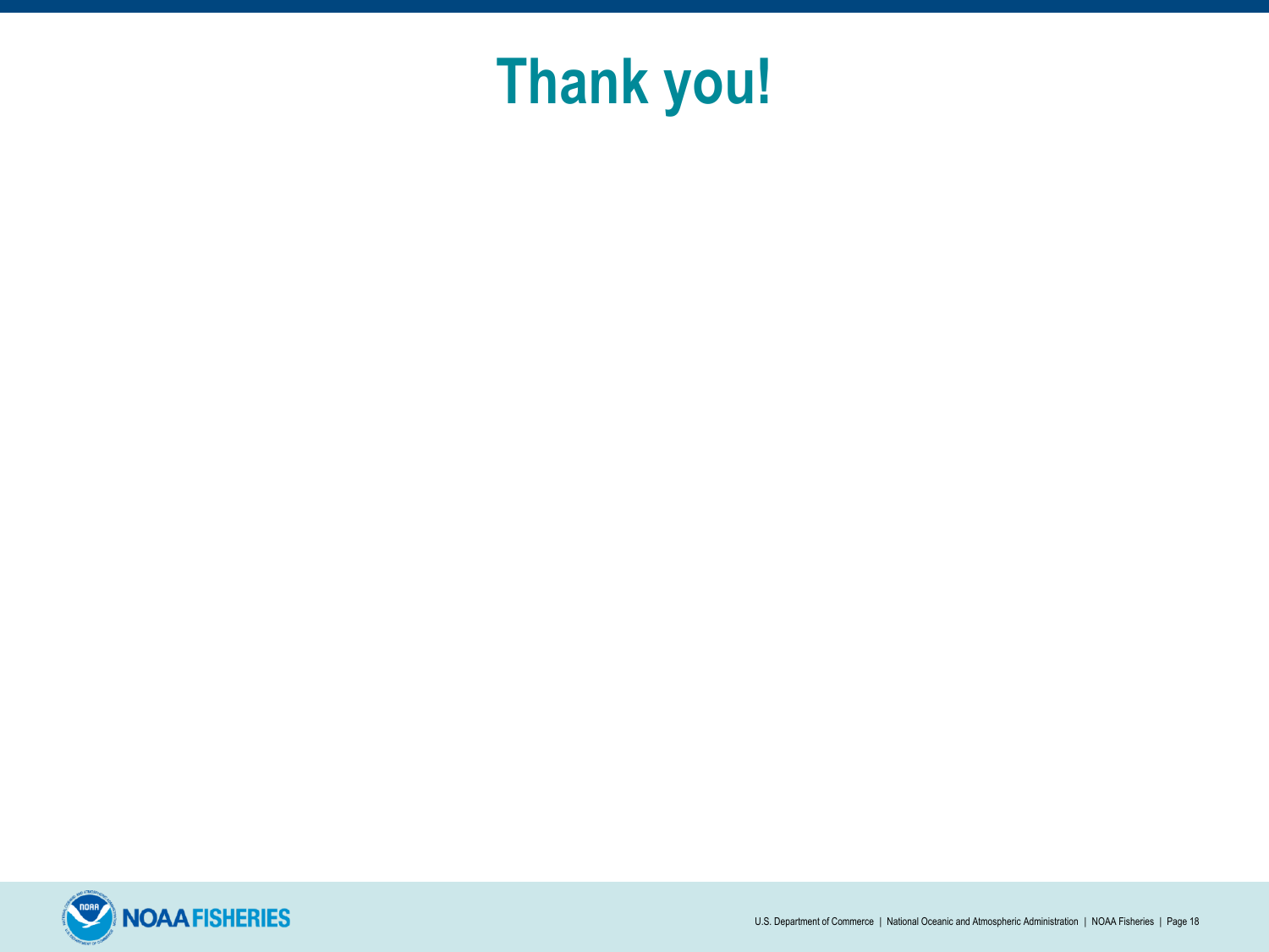# Thank you!